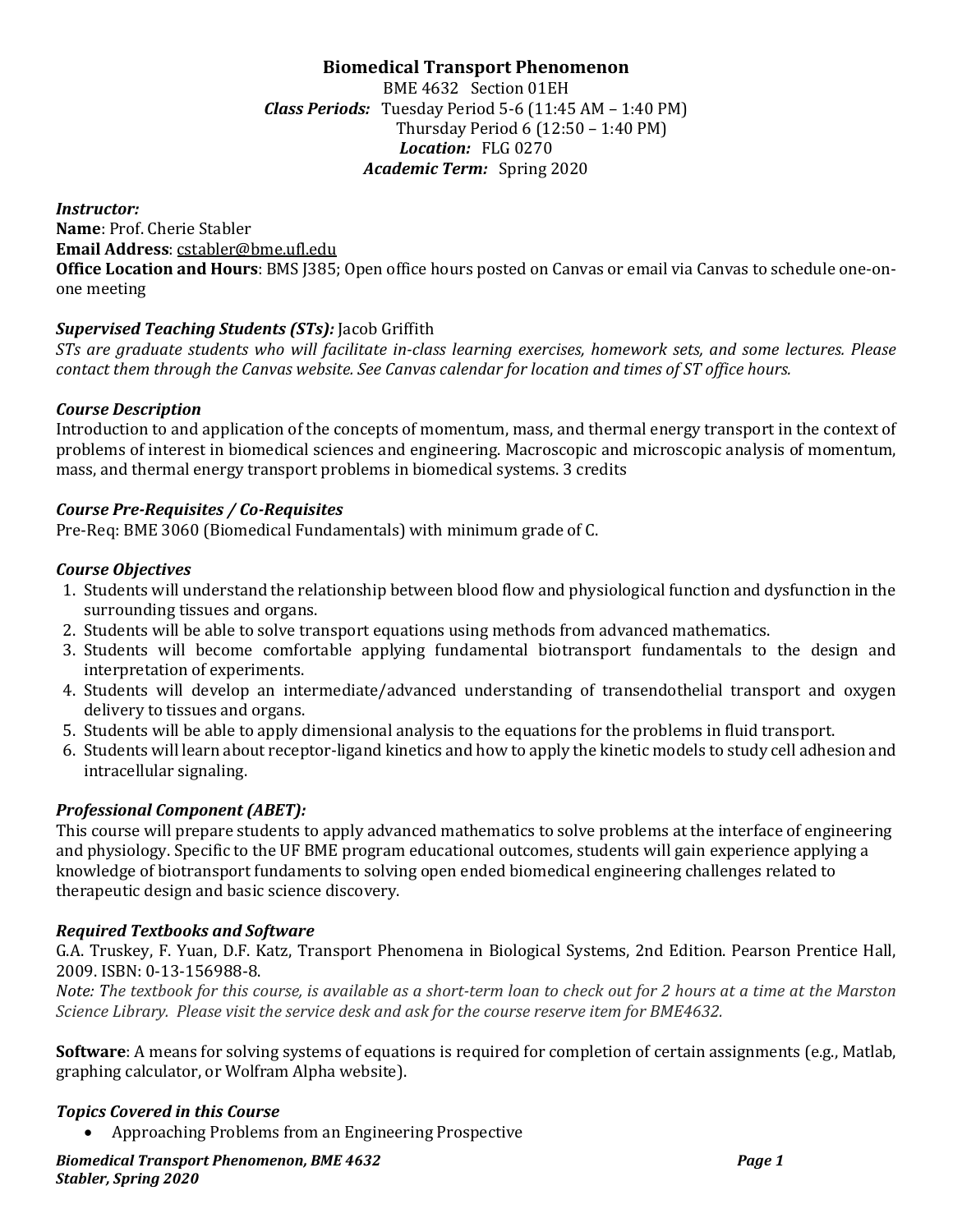# Biomedical Transport Phenomenon

BME 4632 Section 01EH

***Class Periods:*** Tuesday Period 5-6 (11:45 AM – 1:40 PM)
Thursday Period 6 (12:50 – 1:40 PM)

***Location:*** FLG 0270

***Academic Term:*** Spring 2020

***Instructor:***

**Name**: Prof. Cherie Stabler

**Email Address**: cstabler@bme.ufl.edu

**Office Location and Hours**: BMS J385; Open office hours posted on Canvas or email via Canvas to schedule one-on-one meeting

***Supervised Teaching Students (STs):*** Jacob Griffith

*STs are graduate students who will facilitate in-class learning exercises, homework sets, and some lectures. Please contact them through the Canvas website. See Canvas calendar for location and times of ST office hours.*

## *Course Description*

Introduction to and application of the concepts of momentum, mass, and thermal energy transport in the context of problems of interest in biomedical sciences and engineering. Macroscopic and microscopic analysis of momentum, mass, and thermal energy transport problems in biomedical systems. 3 credits

## *Course Pre-Requisites / Co-Requisites*

Pre-Req: BME 3060 (Biomedical Fundamentals) with minimum grade of C.

## *Course Objectives*

1. Students will understand the relationship between blood flow and physiological function and dysfunction in the surrounding tissues and organs.
2. Students will be able to solve transport equations using methods from advanced mathematics.
3. Students will become comfortable applying fundamental biotransport fundamentals to the design and interpretation of experiments.
4. Students will develop an intermediate/advanced understanding of transendothelial transport and oxygen delivery to tissues and organs.
5. Students will be able to apply dimensional analysis to the equations for the problems in fluid transport.
6. Students will learn about receptor-ligand kinetics and how to apply the kinetic models to study cell adhesion and intracellular signaling.

## *Professional Component (ABET):*

This course will prepare students to apply advanced mathematics to solve problems at the interface of engineering and physiology. Specific to the UF BME program educational outcomes, students will gain experience applying a knowledge of biotransport fundaments to solving open ended biomedical engineering challenges related to therapeutic design and basic science discovery.

## *Required Textbooks and Software*

G.A. Truskey, F. Yuan, D.F. Katz, Transport Phenomena in Biological Systems, 2nd Edition. Pearson Prentice Hall, 2009. ISBN: 0-13-156988-8.

*Note: The textbook for this course, is available as a short-term loan to check out for 2 hours at a time at the Marston Science Library. Please visit the service desk and ask for the course reserve item for BME4632.*

**Software**: A means for solving systems of equations is required for completion of certain assignments (e.g., Matlab, graphing calculator, or Wolfram Alpha website).

## *Topics Covered in this Course*

- Approaching Problems from an Engineering Prospective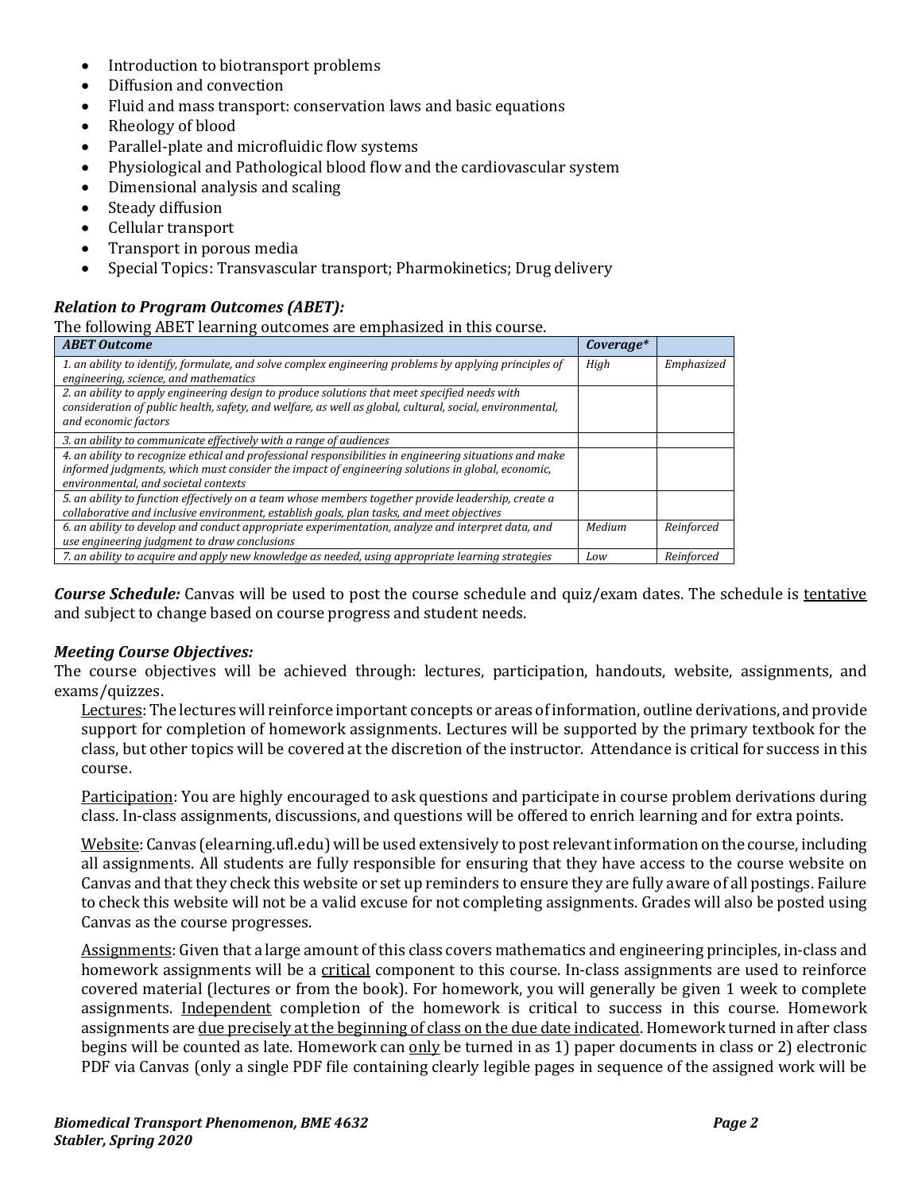- Introduction to biotransport problems
- Diffusion and convection
- Fluid and mass transport: conservation laws and basic equations
- Rheology of blood
- Parallel-plate and microfluidic flow systems
- Physiological and Pathological blood flow and the cardiovascular system
- Dimensional analysis and scaling
- Steady diffusion
- Cellular transport
- Transport in porous media
- Special Topics: Transvascular transport; Pharmokinetics; Drug delivery

### *Relation to Program Outcomes (ABET):*

The following ABET learning outcomes are emphasized in this course.

| *ABET Outcome* | *Coverage** | |
|---|---|---|
| *1. an ability to identify, formulate, and solve complex engineering problems by applying principles of engineering, science, and mathematics* | *High* | *Emphasized* |
| *2. an ability to apply engineering design to produce solutions that meet specified needs with consideration of public health, safety, and welfare, as well as global, cultural, social, environmental, and economic factors* | | |
| *3. an ability to communicate effectively with a range of audiences* | | |
| *4. an ability to recognize ethical and professional responsibilities in engineering situations and make informed judgments, which must consider the impact of engineering solutions in global, economic, environmental, and societal contexts* | | |
| *5. an ability to function effectively on a team whose members together provide leadership, create a collaborative and inclusive environment, establish goals, plan tasks, and meet objectives* | | |
| *6. an ability to develop and conduct appropriate experimentation, analyze and interpret data, and use engineering judgment to draw conclusions* | *Medium* | *Reinforced* |
| *7. an ability to acquire and apply new knowledge as needed, using appropriate learning strategies* | *Low* | *Reinforced* |

***Course Schedule:*** Canvas will be used to post the course schedule and quiz/exam dates. The schedule is <u>tentative</u> and subject to change based on course progress and student needs.

### *Meeting Course Objectives:*

The course objectives will be achieved through: lectures, participation, handouts, website, assignments, and exams/quizzes.

<u>Lectures</u>: The lectures will reinforce important concepts or areas of information, outline derivations, and provide support for completion of homework assignments. Lectures will be supported by the primary textbook for the class, but other topics will be covered at the discretion of the instructor. Attendance is critical for success in this course.

<u>Participation</u>: You are highly encouraged to ask questions and participate in course problem derivations during class. In-class assignments, discussions, and questions will be offered to enrich learning and for extra points.

<u>Website</u>: Canvas (elearning.ufl.edu) will be used extensively to post relevant information on the course, including all assignments. All students are fully responsible for ensuring that they have access to the course website on Canvas and that they check this website or set up reminders to ensure they are fully aware of all postings. Failure to check this website will not be a valid excuse for not completing assignments. Grades will also be posted using Canvas as the course progresses.

<u>Assignments</u>: Given that a large amount of this class covers mathematics and engineering principles, in-class and homework assignments will be a <u>critical</u> component to this course. In-class assignments are used to reinforce covered material (lectures or from the book). For homework, you will generally be given 1 week to complete assignments. <u>Independent</u> completion of the homework is critical to success in this course. Homework assignments are <u>due precisely at the beginning of class on the due date indicated</u>. Homework turned in after class begins will be counted as late. Homework can <u>only</u> be turned in as 1) paper documents in class or 2) electronic PDF via Canvas (only a single PDF file containing clearly legible pages in sequence of the assigned work will be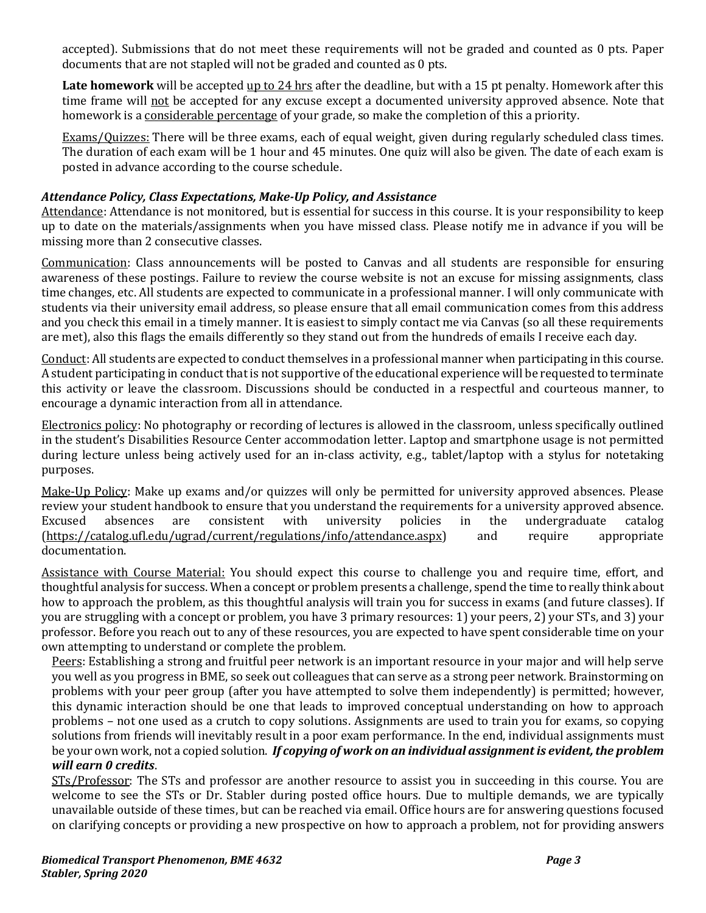accepted). Submissions that do not meet these requirements will not be graded and counted as 0 pts. Paper documents that are not stapled will not be graded and counted as 0 pts.

**Late homework** will be accepted <u>up to 24 hrs</u> after the deadline, but with a 15 pt penalty. Homework after this time frame will <u>not</u> be accepted for any excuse except a documented university approved absence. Note that homework is a <u>considerable percentage</u> of your grade, so make the completion of this a priority.

<u>Exams/Quizzes:</u> There will be three exams, each of equal weight, given during regularly scheduled class times. The duration of each exam will be 1 hour and 45 minutes. One quiz will also be given. The date of each exam is posted in advance according to the course schedule.

***Attendance Policy, Class Expectations, Make-Up Policy, and Assistance***

<u>Attendance</u>: Attendance is not monitored, but is essential for success in this course. It is your responsibility to keep up to date on the materials/assignments when you have missed class. Please notify me in advance if you will be missing more than 2 consecutive classes.

<u>Communication</u>: Class announcements will be posted to Canvas and all students are responsible for ensuring awareness of these postings. Failure to review the course website is not an excuse for missing assignments, class time changes, etc. All students are expected to communicate in a professional manner. I will only communicate with students via their university email address, so please ensure that all email communication comes from this address and you check this email in a timely manner. It is easiest to simply contact me via Canvas (so all these requirements are met), also this flags the emails differently so they stand out from the hundreds of emails I receive each day.

<u>Conduct</u>: All students are expected to conduct themselves in a professional manner when participating in this course. A student participating in conduct that is not supportive of the educational experience will be requested to terminate this activity or leave the classroom. Discussions should be conducted in a respectful and courteous manner, to encourage a dynamic interaction from all in attendance.

<u>Electronics policy</u>: No photography or recording of lectures is allowed in the classroom, unless specifically outlined in the student's Disabilities Resource Center accommodation letter. Laptop and smartphone usage is not permitted during lecture unless being actively used for an in-class activity, e.g., tablet/laptop with a stylus for notetaking purposes.

<u>Make-Up Policy</u>: Make up exams and/or quizzes will only be permitted for university approved absences. Please review your student handbook to ensure that you understand the requirements for a university approved absence. Excused absences are consistent with university policies in the undergraduate catalog (https://catalog.ufl.edu/ugrad/current/regulations/info/attendance.aspx) and require appropriate documentation.

<u>Assistance with Course Material:</u> You should expect this course to challenge you and require time, effort, and thoughtful analysis for success. When a concept or problem presents a challenge, spend the time to really think about how to approach the problem, as this thoughtful analysis will train you for success in exams (and future classes). If you are struggling with a concept or problem, you have 3 primary resources: 1) your peers, 2) your STs, and 3) your professor. Before you reach out to any of these resources, you are expected to have spent considerable time on your own attempting to understand or complete the problem.

<u>Peers</u>: Establishing a strong and fruitful peer network is an important resource in your major and will help serve you well as you progress in BME, so seek out colleagues that can serve as a strong peer network. Brainstorming on problems with your peer group (after you have attempted to solve them independently) is permitted; however, this dynamic interaction should be one that leads to improved conceptual understanding on how to approach problems – not one used as a crutch to copy solutions. Assignments are used to train you for exams, so copying solutions from friends will inevitably result in a poor exam performance. In the end, individual assignments must be your own work, not a copied solution. ***If copying of work on an individual assignment is evident, the problem will earn 0 credits***.

<u>STs/Professor</u>: The STs and professor are another resource to assist you in succeeding in this course. You are welcome to see the STs or Dr. Stabler during posted office hours. Due to multiple demands, we are typically unavailable outside of these times, but can be reached via email. Office hours are for answering questions focused on clarifying concepts or providing a new prospective on how to approach a problem, not for providing answers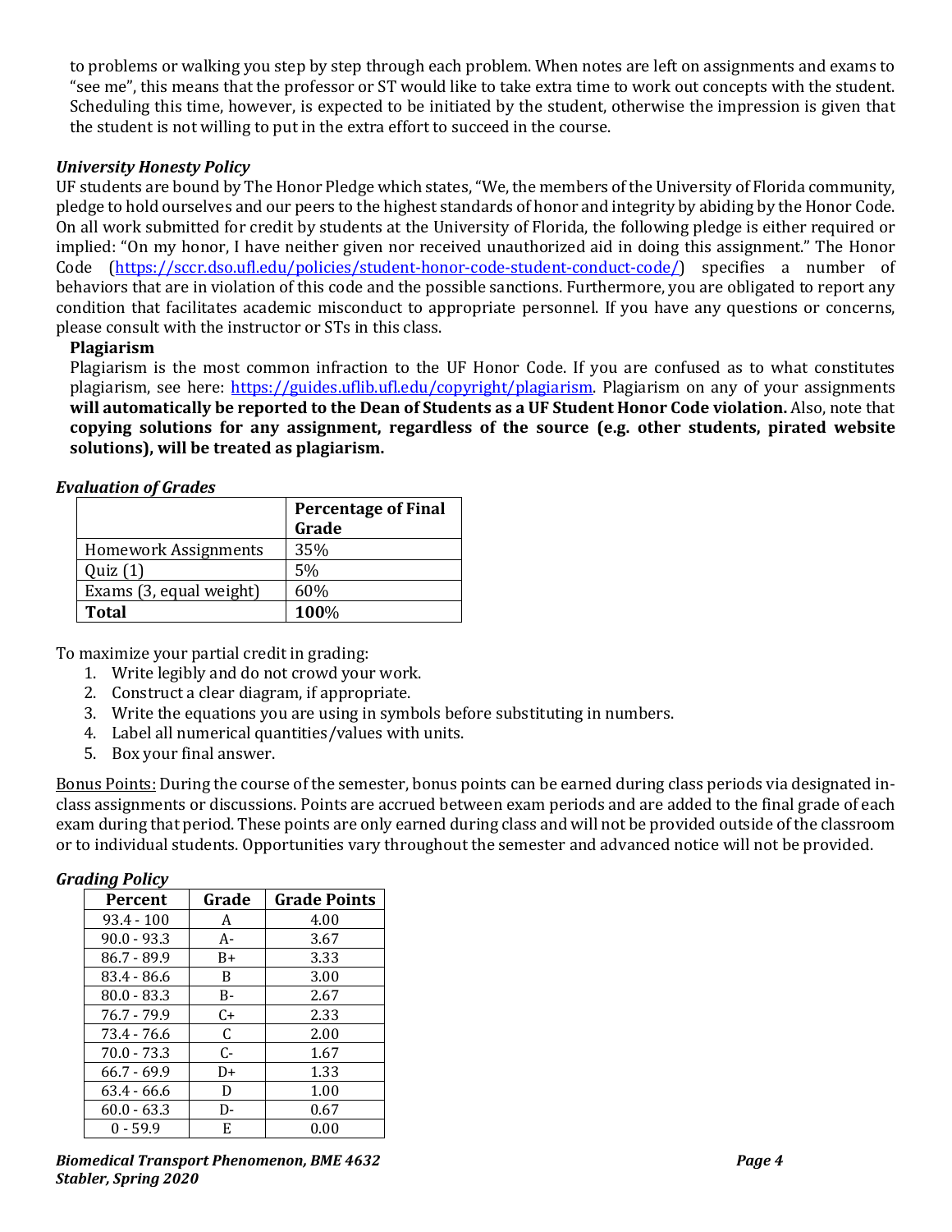to problems or walking you step by step through each problem. When notes are left on assignments and exams to "see me", this means that the professor or ST would like to take extra time to work out concepts with the student. Scheduling this time, however, is expected to be initiated by the student, otherwise the impression is given that the student is not willing to put in the extra effort to succeed in the course.

***University Honesty Policy***

UF students are bound by The Honor Pledge which states, "We, the members of the University of Florida community, pledge to hold ourselves and our peers to the highest standards of honor and integrity by abiding by the Honor Code. On all work submitted for credit by students at the University of Florida, the following pledge is either required or implied: "On my honor, I have neither given nor received unauthorized aid in doing this assignment." The Honor Code (https://sccr.dso.ufl.edu/policies/student-honor-code-student-conduct-code/) specifies a number of behaviors that are in violation of this code and the possible sanctions. Furthermore, you are obligated to report any condition that facilitates academic misconduct to appropriate personnel. If you have any questions or concerns, please consult with the instructor or STs in this class.

**Plagiarism**

Plagiarism is the most common infraction to the UF Honor Code. If you are confused as to what constitutes plagiarism, see here: https://guides.uflib.ufl.edu/copyright/plagiarism. Plagiarism on any of your assignments **will automatically be reported to the Dean of Students as a UF Student Honor Code violation.** Also, note that **copying solutions for any assignment, regardless of the source (e.g. other students, pirated website solutions), will be treated as plagiarism.**

***Evaluation of Grades***

| | **Percentage of Final Grade** |
|---|---|
| Homework Assignments | 35% |
| Quiz (1) | 5% |
| Exams (3, equal weight) | 60% |
| **Total** | **100**% |

To maximize your partial credit in grading:

1. Write legibly and do not crowd your work.
2. Construct a clear diagram, if appropriate.
3. Write the equations you are using in symbols before substituting in numbers.
4. Label all numerical quantities/values with units.
5. Box your final answer.

Bonus Points: During the course of the semester, bonus points can be earned during class periods via designated in-class assignments or discussions. Points are accrued between exam periods and are added to the final grade of each exam during that period. These points are only earned during class and will not be provided outside of the classroom or to individual students. Opportunities vary throughout the semester and advanced notice will not be provided.

***Grading Policy***

| Percent | Grade | Grade Points |
|---|---|---|
| 93.4 - 100 | A | 4.00 |
| 90.0 - 93.3 | A- | 3.67 |
| 86.7 - 89.9 | B+ | 3.33 |
| 83.4 - 86.6 | B | 3.00 |
| 80.0 - 83.3 | B- | 2.67 |
| 76.7 - 79.9 | C+ | 2.33 |
| 73.4 - 76.6 | C | 2.00 |
| 70.0 - 73.3 | C- | 1.67 |
| 66.7 - 69.9 | D+ | 1.33 |
| 63.4 - 66.6 | D | 1.00 |
| 60.0 - 63.3 | D- | 0.67 |
| 0 - 59.9 | E | 0.00 |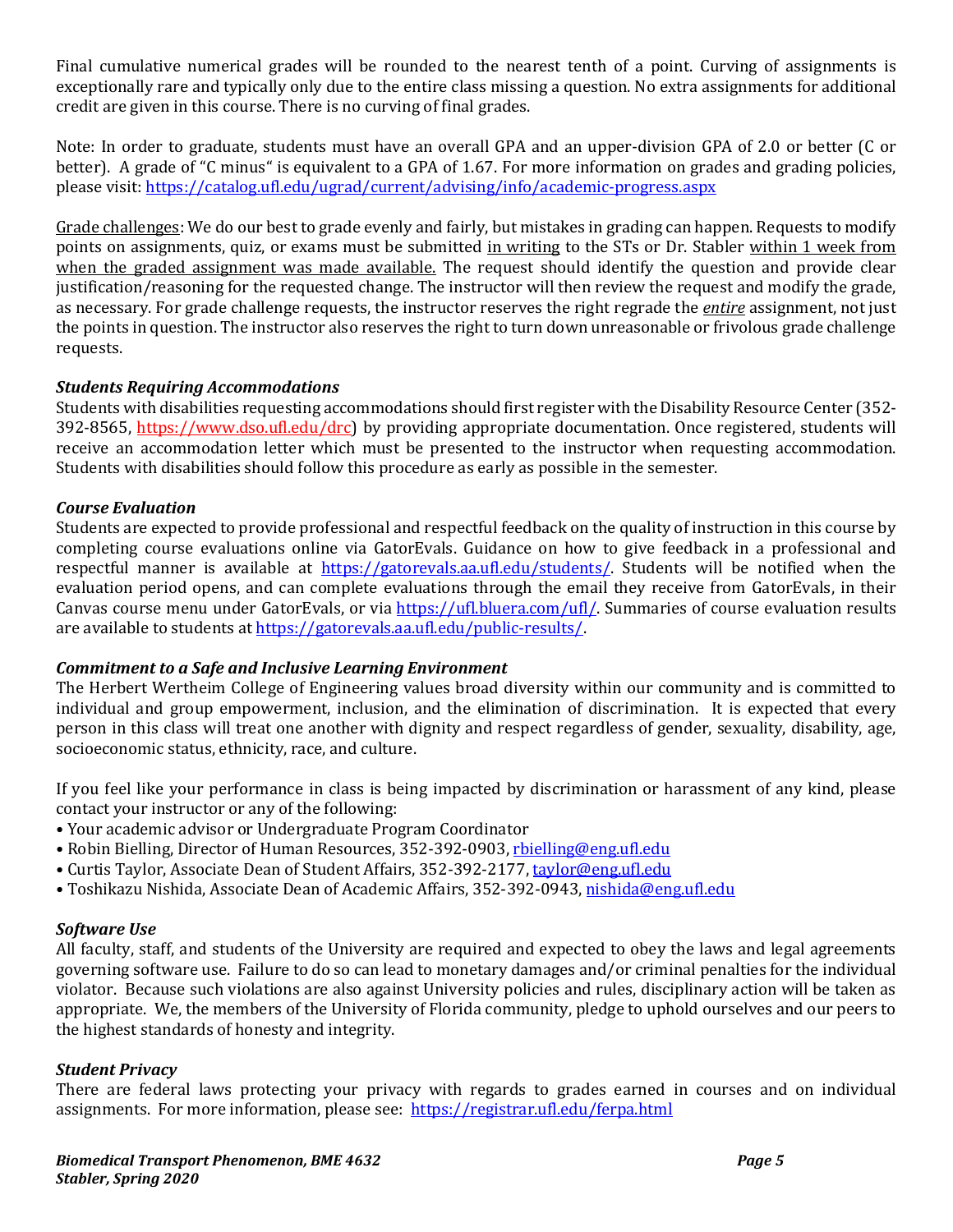Final cumulative numerical grades will be rounded to the nearest tenth of a point. Curving of assignments is exceptionally rare and typically only due to the entire class missing a question. No extra assignments for additional credit are given in this course. There is no curving of final grades.

Note: In order to graduate, students must have an overall GPA and an upper-division GPA of 2.0 or better (C or better). A grade of "C minus" is equivalent to a GPA of 1.67. For more information on grades and grading policies, please visit: [https://catalog.ufl.edu/ugrad/current/advising/info/academic-progress.aspx](https://catalog.ufl.edu/ugrad/current/advising/info/academic-progress.aspx)

<u>Grade challenges</u>: We do our best to grade evenly and fairly, but mistakes in grading can happen. Requests to modify points on assignments, quiz, or exams must be submitted <u>in writing</u> to the STs or Dr. Stabler <u>within 1 week from when the graded assignment was made available.</u> The request should identify the question and provide clear justification/reasoning for the requested change. The instructor will then review the request and modify the grade, as necessary. For grade challenge requests, the instructor reserves the right regrade the <u>*entire*</u> assignment, not just the points in question. The instructor also reserves the right to turn down unreasonable or frivolous grade challenge requests.

### *Students Requiring Accommodations*

Students with disabilities requesting accommodations should first register with the Disability Resource Center (352-392-8565, [https://www.dso.ufl.edu/drc](https://www.dso.ufl.edu/drc)) by providing appropriate documentation. Once registered, students will receive an accommodation letter which must be presented to the instructor when requesting accommodation. Students with disabilities should follow this procedure as early as possible in the semester.

### *Course Evaluation*

Students are expected to provide professional and respectful feedback on the quality of instruction in this course by completing course evaluations online via GatorEvals. Guidance on how to give feedback in a professional and respectful manner is available at [https://gatorevals.aa.ufl.edu/students/](https://gatorevals.aa.ufl.edu/students/). Students will be notified when the evaluation period opens, and can complete evaluations through the email they receive from GatorEvals, in their Canvas course menu under GatorEvals, or via [https://ufl.bluera.com/ufl/](https://ufl.bluera.com/ufl/). Summaries of course evaluation results are available to students at [https://gatorevals.aa.ufl.edu/public-results/](https://gatorevals.aa.ufl.edu/public-results/).

### *Commitment to a Safe and Inclusive Learning Environment*

The Herbert Wertheim College of Engineering values broad diversity within our community and is committed to individual and group empowerment, inclusion, and the elimination of discrimination. It is expected that every person in this class will treat one another with dignity and respect regardless of gender, sexuality, disability, age, socioeconomic status, ethnicity, race, and culture.

If you feel like your performance in class is being impacted by discrimination or harassment of any kind, please contact your instructor or any of the following:

- Your academic advisor or Undergraduate Program Coordinator
- Robin Bielling, Director of Human Resources, 352-392-0903, [rbielling@eng.ufl.edu](mailto:rbielling@eng.ufl.edu)
- Curtis Taylor, Associate Dean of Student Affairs, 352-392-2177, [taylor@eng.ufl.edu](mailto:taylor@eng.ufl.edu)
- Toshikazu Nishida, Associate Dean of Academic Affairs, 352-392-0943, [nishida@eng.ufl.edu](mailto:nishida@eng.ufl.edu)

### *Software Use*

All faculty, staff, and students of the University are required and expected to obey the laws and legal agreements governing software use. Failure to do so can lead to monetary damages and/or criminal penalties for the individual violator. Because such violations are also against University policies and rules, disciplinary action will be taken as appropriate. We, the members of the University of Florida community, pledge to uphold ourselves and our peers to the highest standards of honesty and integrity.

### *Student Privacy*

There are federal laws protecting your privacy with regards to grades earned in courses and on individual assignments. For more information, please see: [https://registrar.ufl.edu/ferpa.html](https://registrar.ufl.edu/ferpa.html)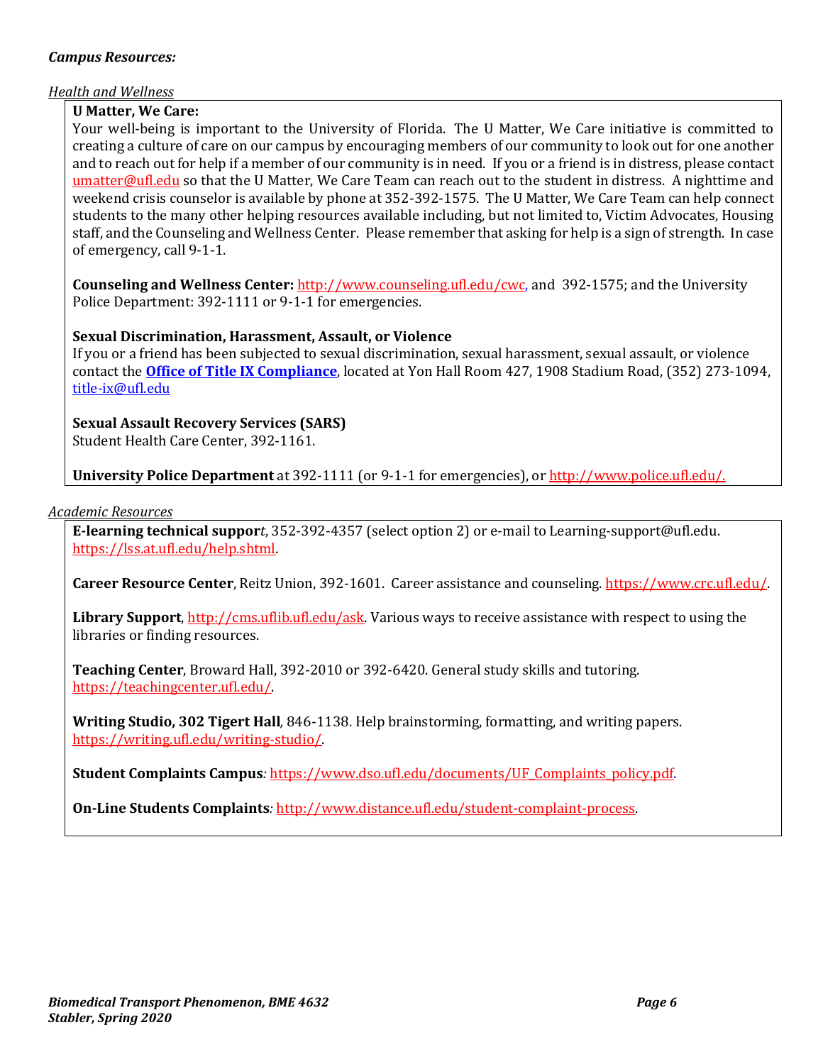***Campus Resources:***

*Health and Wellness*

**U Matter, We Care:**
Your well-being is important to the University of Florida. The U Matter, We Care initiative is committed to creating a culture of care on our campus by encouraging members of our community to look out for one another and to reach out for help if a member of our community is in need. If you or a friend is in distress, please contact umatter@ufl.edu so that the U Matter, We Care Team can reach out to the student in distress. A nighttime and weekend crisis counselor is available by phone at 352-392-1575. The U Matter, We Care Team can help connect students to the many other helping resources available including, but not limited to, Victim Advocates, Housing staff, and the Counseling and Wellness Center. Please remember that asking for help is a sign of strength. In case of emergency, call 9-1-1.

**Counseling and Wellness Center:** http://www.counseling.ufl.edu/cwc, and 392-1575; and the University Police Department: 392-1111 or 9-1-1 for emergencies.

**Sexual Discrimination, Harassment, Assault, or Violence**
If you or a friend has been subjected to sexual discrimination, sexual harassment, sexual assault, or violence contact the **Office of Title IX Compliance**, located at Yon Hall Room 427, 1908 Stadium Road, (352) 273-1094, title-ix@ufl.edu

**Sexual Assault Recovery Services (SARS)**
Student Health Care Center, 392-1161.

**University Police Department** at 392-1111 (or 9-1-1 for emergencies), or http://www.police.ufl.edu/.

*Academic Resources*

**E-learning technical suppor***t*, 352-392-4357 (select option 2) or e-mail to Learning-support@ufl.edu. https://lss.at.ufl.edu/help.shtml.

**Career Resource Center**, Reitz Union, 392-1601. Career assistance and counseling. https://www.crc.ufl.edu/.

**Library Support**, http://cms.uflib.ufl.edu/ask. Various ways to receive assistance with respect to using the libraries or finding resources.

**Teaching Center**, Broward Hall, 392-2010 or 392-6420. General study skills and tutoring. https://teachingcenter.ufl.edu/.

**Writing Studio, 302 Tigert Hall***,* 846-1138. Help brainstorming, formatting, and writing papers. https://writing.ufl.edu/writing-studio/.

**Student Complaints Campus***:* https://www.dso.ufl.edu/documents/UF_Complaints_policy.pdf.

**On-Line Students Complaints***:* http://www.distance.ufl.edu/student-complaint-process.